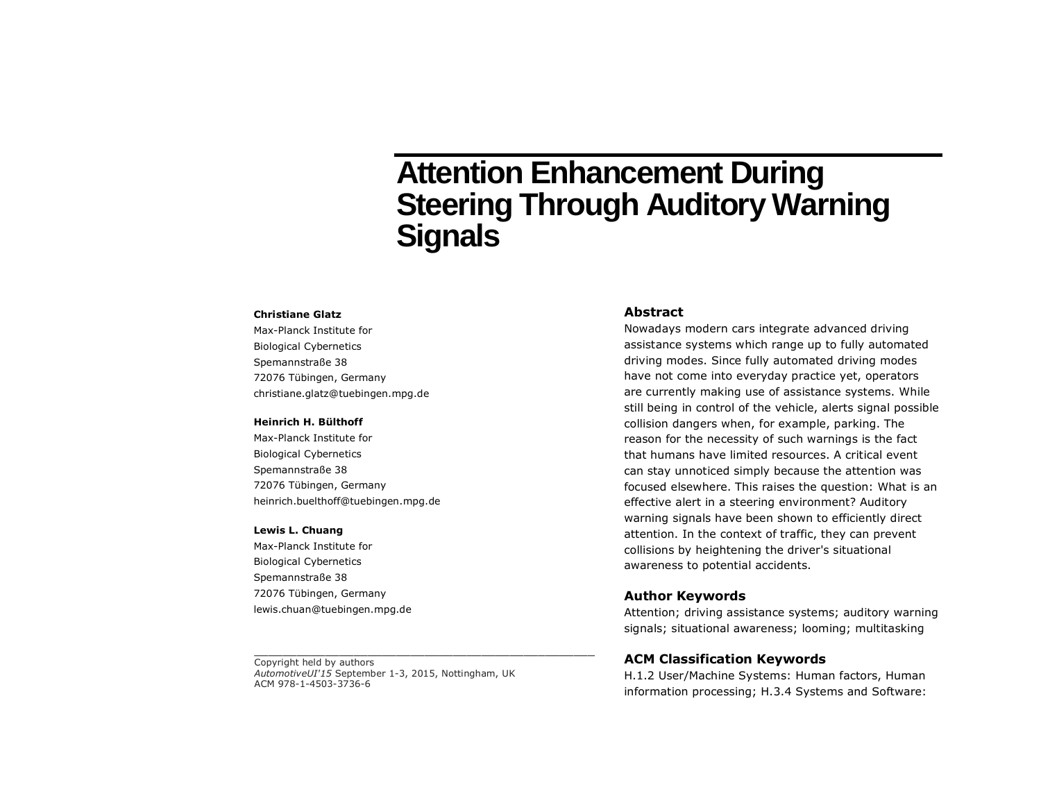# Attention Enhancement During Steering Through Auditory Warning Signals

**Christiane Glatz**
Max-Planck Institute for
Biological Cybernetics
Spemannstraße 38
72076 Tübingen, Germany
christiane.glatz@tuebingen.mpg.de

**Heinrich H. Bülthoff**
Max-Planck Institute for
Biological Cybernetics
Spemannstraße 38
72076 Tübingen, Germany
heinrich.buelthoff@tuebingen.mpg.de

**Lewis L. Chuang**
Max-Planck Institute for
Biological Cybernetics
Spemannstraße 38
72076 Tübingen, Germany
lewis.chuan@tuebingen.mpg.de

Copyright held by authors
*AutomotiveUI'15* September 1-3, 2015, Nottingham, UK
ACM 978-1-4503-3736-6

## Abstract

Nowadays modern cars integrate advanced driving assistance systems which range up to fully automated driving modes. Since fully automated driving modes have not come into everyday practice yet, operators are currently making use of assistance systems. While still being in control of the vehicle, alerts signal possible collision dangers when, for example, parking. The reason for the necessity of such warnings is the fact that humans have limited resources. A critical event can stay unnoticed simply because the attention was focused elsewhere. This raises the question: What is an effective alert in a steering environment? Auditory warning signals have been shown to efficiently direct attention. In the context of traffic, they can prevent collisions by heightening the driver's situational awareness to potential accidents.

## Author Keywords

Attention; driving assistance systems; auditory warning signals; situational awareness; looming; multitasking

## ACM Classification Keywords

H.1.2 User/Machine Systems: Human factors, Human information processing; H.3.4 Systems and Software: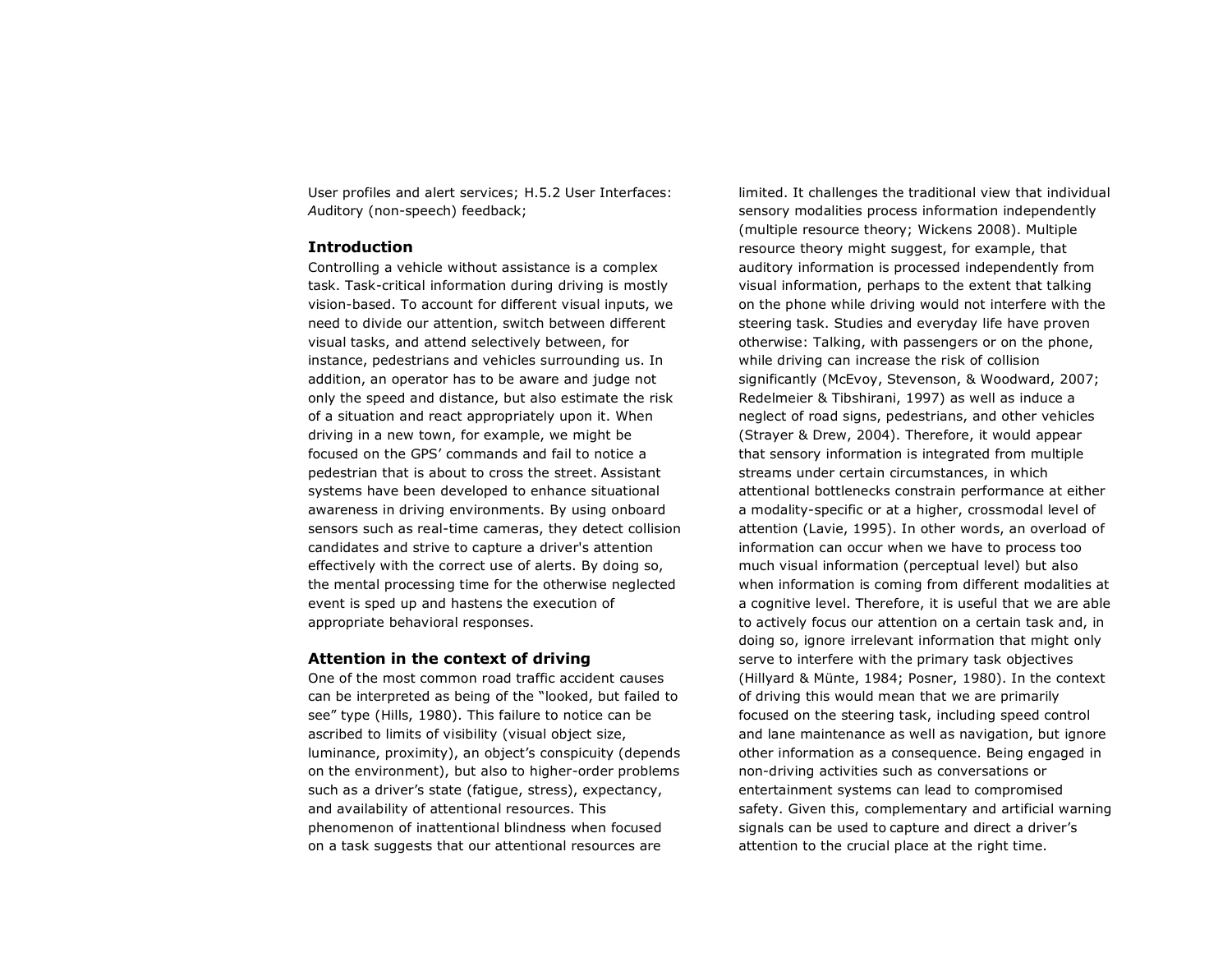User profiles and alert services; H.5.2 User Interfaces: *A*uditory (non-speech) feedback;

## Introduction

Controlling a vehicle without assistance is a complex task. Task-critical information during driving is mostly vision-based. To account for different visual inputs, we need to divide our attention, switch between different visual tasks, and attend selectively between, for instance, pedestrians and vehicles surrounding us. In addition, an operator has to be aware and judge not only the speed and distance, but also estimate the risk of a situation and react appropriately upon it. When driving in a new town, for example, we might be focused on the GPS' commands and fail to notice a pedestrian that is about to cross the street. Assistant systems have been developed to enhance situational awareness in driving environments. By using onboard sensors such as real-time cameras, they detect collision candidates and strive to capture a driver's attention effectively with the correct use of alerts. By doing so, the mental processing time for the otherwise neglected event is sped up and hastens the execution of appropriate behavioral responses.

## Attention in the context of driving

One of the most common road traffic accident causes can be interpreted as being of the "looked, but failed to see" type (Hills, 1980). This failure to notice can be ascribed to limits of visibility (visual object size, luminance, proximity), an object's conspicuity (depends on the environment), but also to higher-order problems such as a driver's state (fatigue, stress), expectancy, and availability of attentional resources. This phenomenon of inattentional blindness when focused on a task suggests that our attentional resources are limited. It challenges the traditional view that individual sensory modalities process information independently (multiple resource theory; Wickens 2008). Multiple resource theory might suggest, for example, that auditory information is processed independently from visual information, perhaps to the extent that talking on the phone while driving would not interfere with the steering task. Studies and everyday life have proven otherwise: Talking, with passengers or on the phone, while driving can increase the risk of collision significantly (McEvoy, Stevenson, & Woodward, 2007; Redelmeier & Tibshirani, 1997) as well as induce a neglect of road signs, pedestrians, and other vehicles (Strayer & Drew, 2004). Therefore, it would appear that sensory information is integrated from multiple streams under certain circumstances, in which attentional bottlenecks constrain performance at either a modality-specific or at a higher, crossmodal level of attention (Lavie, 1995). In other words, an overload of information can occur when we have to process too much visual information (perceptual level) but also when information is coming from different modalities at a cognitive level. Therefore, it is useful that we are able to actively focus our attention on a certain task and, in doing so, ignore irrelevant information that might only serve to interfere with the primary task objectives (Hillyard & Münte, 1984; Posner, 1980). In the context of driving this would mean that we are primarily focused on the steering task, including speed control and lane maintenance as well as navigation, but ignore other information as a consequence. Being engaged in non-driving activities such as conversations or entertainment systems can lead to compromised safety. Given this, complementary and artificial warning signals can be used to capture and direct a driver's attention to the crucial place at the right time.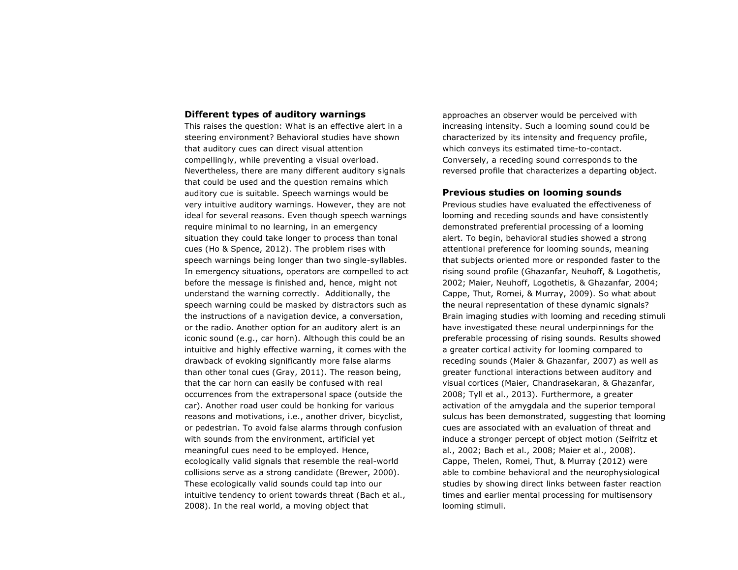## Different types of auditory warnings

This raises the question: What is an effective alert in a steering environment? Behavioral studies have shown that auditory cues can direct visual attention compellingly, while preventing a visual overload. Nevertheless, there are many different auditory signals that could be used and the question remains which auditory cue is suitable. Speech warnings would be very intuitive auditory warnings. However, they are not ideal for several reasons. Even though speech warnings require minimal to no learning, in an emergency situation they could take longer to process than tonal cues (Ho & Spence, 2012). The problem rises with speech warnings being longer than two single-syllables. In emergency situations, operators are compelled to act before the message is finished and, hence, might not understand the warning correctly. Additionally, the speech warning could be masked by distractors such as the instructions of a navigation device, a conversation, or the radio. Another option for an auditory alert is an iconic sound (e.g., car horn). Although this could be an intuitive and highly effective warning, it comes with the drawback of evoking significantly more false alarms than other tonal cues (Gray, 2011). The reason being, that the car horn can easily be confused with real occurrences from the extrapersonal space (outside the car). Another road user could be honking for various reasons and motivations, i.e., another driver, bicyclist, or pedestrian. To avoid false alarms through confusion with sounds from the environment, artificial yet meaningful cues need to be employed. Hence, ecologically valid signals that resemble the real-world collisions serve as a strong candidate (Brewer, 2000). These ecologically valid sounds could tap into our intuitive tendency to orient towards threat (Bach et al., 2008). In the real world, a moving object that approaches an observer would be perceived with increasing intensity. Such a looming sound could be characterized by its intensity and frequency profile, which conveys its estimated time-to-contact. Conversely, a receding sound corresponds to the reversed profile that characterizes a departing object.

## Previous studies on looming sounds

Previous studies have evaluated the effectiveness of looming and receding sounds and have consistently demonstrated preferential processing of a looming alert. To begin, behavioral studies showed a strong attentional preference for looming sounds, meaning that subjects oriented more or responded faster to the rising sound profile (Ghazanfar, Neuhoff, & Logothetis, 2002; Maier, Neuhoff, Logothetis, & Ghazanfar, 2004; Cappe, Thut, Romei, & Murray, 2009). So what about the neural representation of these dynamic signals? Brain imaging studies with looming and receding stimuli have investigated these neural underpinnings for the preferable processing of rising sounds. Results showed a greater cortical activity for looming compared to receding sounds (Maier & Ghazanfar, 2007) as well as greater functional interactions between auditory and visual cortices (Maier, Chandrasekaran, & Ghazanfar, 2008; Tyll et al., 2013). Furthermore, a greater activation of the amygdala and the superior temporal sulcus has been demonstrated, suggesting that looming cues are associated with an evaluation of threat and induce a stronger percept of object motion (Seifritz et al., 2002; Bach et al., 2008; Maier et al., 2008). Cappe, Thelen, Romei, Thut, & Murray (2012) were able to combine behavioral and the neurophysiological studies by showing direct links between faster reaction times and earlier mental processing for multisensory looming stimuli.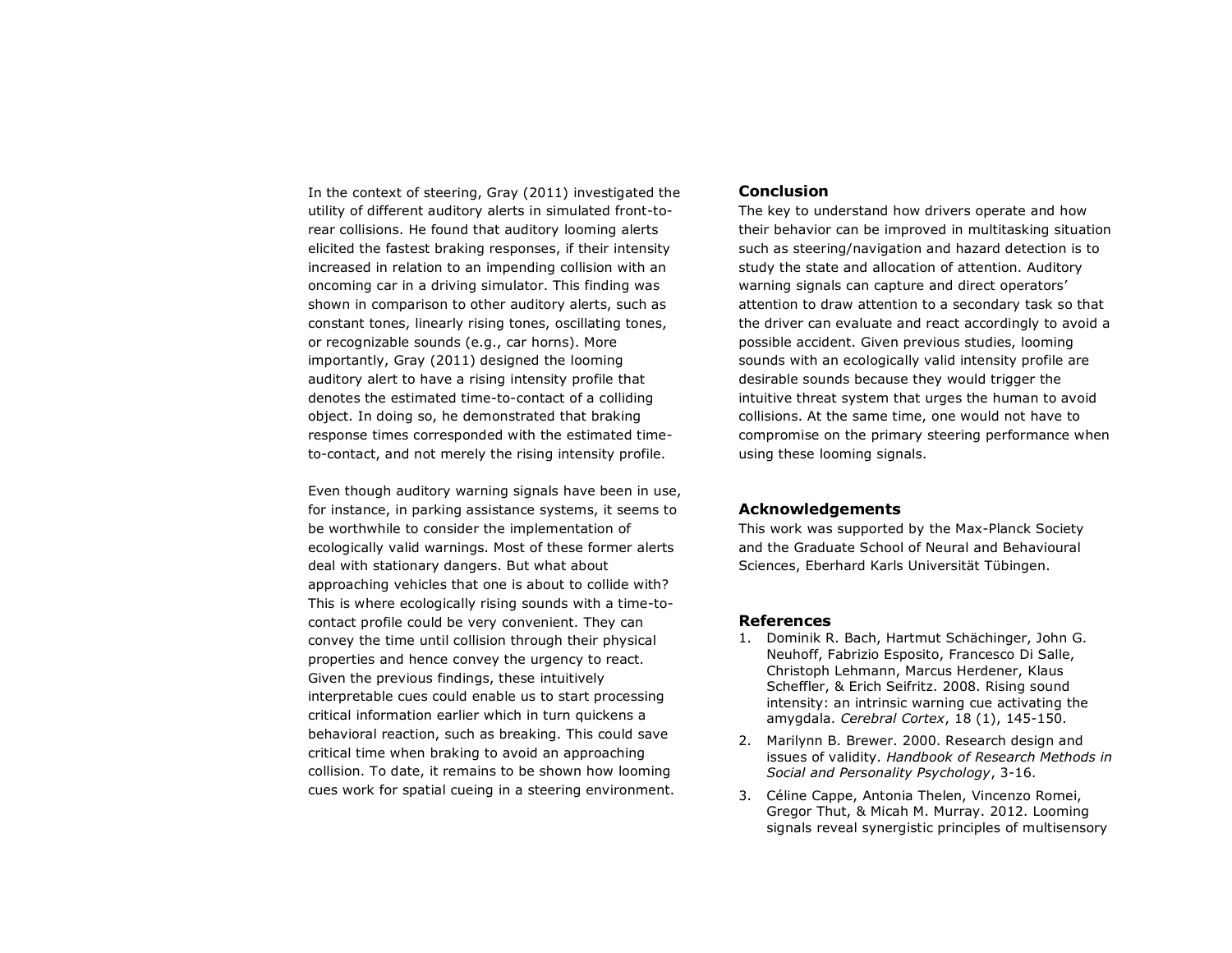In the context of steering, Gray (2011) investigated the utility of different auditory alerts in simulated front-to-rear collisions. He found that auditory looming alerts elicited the fastest braking responses, if their intensity increased in relation to an impending collision with an oncoming car in a driving simulator. This finding was shown in comparison to other auditory alerts, such as constant tones, linearly rising tones, oscillating tones, or recognizable sounds (e.g., car horns). More importantly, Gray (2011) designed the looming auditory alert to have a rising intensity profile that denotes the estimated time-to-contact of a colliding object. In doing so, he demonstrated that braking response times corresponded with the estimated time-to-contact, and not merely the rising intensity profile.

Even though auditory warning signals have been in use, for instance, in parking assistance systems, it seems to be worthwhile to consider the implementation of ecologically valid warnings. Most of these former alerts deal with stationary dangers. But what about approaching vehicles that one is about to collide with? This is where ecologically rising sounds with a time-to-contact profile could be very convenient. They can convey the time until collision through their physical properties and hence convey the urgency to react. Given the previous findings, these intuitively interpretable cues could enable us to start processing critical information earlier which in turn quickens a behavioral reaction, such as breaking. This could save critical time when braking to avoid an approaching collision. To date, it remains to be shown how looming cues work for spatial cueing in a steering environment.

## Conclusion

The key to understand how drivers operate and how their behavior can be improved in multitasking situation such as steering/navigation and hazard detection is to study the state and allocation of attention. Auditory warning signals can capture and direct operators' attention to draw attention to a secondary task so that the driver can evaluate and react accordingly to avoid a possible accident. Given previous studies, looming sounds with an ecologically valid intensity profile are desirable sounds because they would trigger the intuitive threat system that urges the human to avoid collisions. At the same time, one would not have to compromise on the primary steering performance when using these looming signals.

## Acknowledgements

This work was supported by the Max-Planck Society and the Graduate School of Neural and Behavioural Sciences, Eberhard Karls Universität Tübingen.

## References

1. Dominik R. Bach, Hartmut Schächinger, John G. Neuhoff, Fabrizio Esposito, Francesco Di Salle, Christoph Lehmann, Marcus Herdener, Klaus Scheffler, & Erich Seifritz. 2008. Rising sound intensity: an intrinsic warning cue activating the amygdala. *Cerebral Cortex*, 18 (1), 145-150.
2. Marilynn B. Brewer. 2000. Research design and issues of validity. *Handbook of Research Methods in Social and Personality Psychology*, 3-16.
3. Céline Cappe, Antonia Thelen, Vincenzo Romei, Gregor Thut, & Micah M. Murray. 2012. Looming signals reveal synergistic principles of multisensory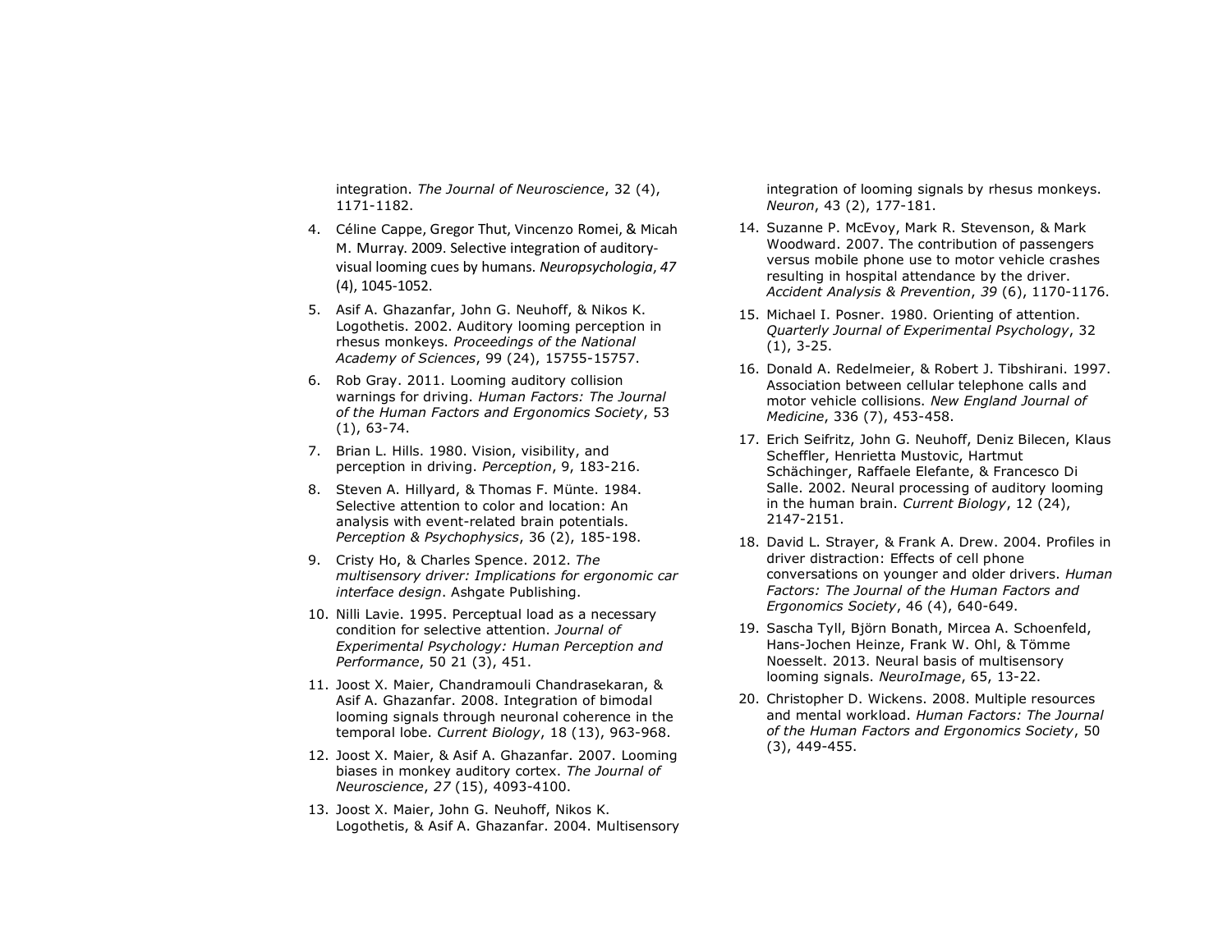integration. *The Journal of Neuroscience*, 32 (4), 1171-1182.

4. Céline Cappe, Gregor Thut, Vincenzo Romei, & Micah M. Murray. 2009. Selective integration of auditory-visual looming cues by humans. *Neuropsychologia*, *47* (4), 1045-1052.
5. Asif A. Ghazanfar, John G. Neuhoff, & Nikos K. Logothetis. 2002. Auditory looming perception in rhesus monkeys. *Proceedings of the National Academy of Sciences*, 99 (24), 15755-15757.
6. Rob Gray. 2011. Looming auditory collision warnings for driving. *Human Factors: The Journal of the Human Factors and Ergonomics Society*, 53 (1), 63-74.
7. Brian L. Hills. 1980. Vision, visibility, and perception in driving. *Perception*, 9, 183-216.
8. Steven A. Hillyard, & Thomas F. Münte. 1984. Selective attention to color and location: An analysis with event-related brain potentials. *Perception & Psychophysics*, 36 (2), 185-198.
9. Cristy Ho, & Charles Spence. 2012. *The multisensory driver: Implications for ergonomic car interface design*. Ashgate Publishing.
10. Nilli Lavie. 1995. Perceptual load as a necessary condition for selective attention. *Journal of Experimental Psychology: Human Perception and Performance*, 50 21 (3), 451.
11. Joost X. Maier, Chandramouli Chandrasekaran, & Asif A. Ghazanfar. 2008. Integration of bimodal looming signals through neuronal coherence in the temporal lobe. *Current Biology*, 18 (13), 963-968.
12. Joost X. Maier, & Asif A. Ghazanfar. 2007. Looming biases in monkey auditory cortex. *The Journal of Neuroscience*, *27* (15), 4093-4100.
13. Joost X. Maier, John G. Neuhoff, Nikos K. Logothetis, & Asif A. Ghazanfar. 2004. Multisensory integration of looming signals by rhesus monkeys. *Neuron*, 43 (2), 177-181.
14. Suzanne P. McEvoy, Mark R. Stevenson, & Mark Woodward. 2007. The contribution of passengers versus mobile phone use to motor vehicle crashes resulting in hospital attendance by the driver. *Accident Analysis & Prevention*, *39* (6), 1170-1176.
15. Michael I. Posner. 1980. Orienting of attention. *Quarterly Journal of Experimental Psychology*, 32 (1), 3-25.
16. Donald A. Redelmeier, & Robert J. Tibshirani. 1997. Association between cellular telephone calls and motor vehicle collisions. *New England Journal of Medicine*, 336 (7), 453-458.
17. Erich Seifritz, John G. Neuhoff, Deniz Bilecen, Klaus Scheffler, Henrietta Mustovic, Hartmut Schächinger, Raffaele Elefante, & Francesco Di Salle. 2002. Neural processing of auditory looming in the human brain. *Current Biology*, 12 (24), 2147-2151.
18. David L. Strayer, & Frank A. Drew. 2004. Profiles in driver distraction: Effects of cell phone conversations on younger and older drivers. *Human Factors: The Journal of the Human Factors and Ergonomics Society*, 46 (4), 640-649.
19. Sascha Tyll, Björn Bonath, Mircea A. Schoenfeld, Hans-Jochen Heinze, Frank W. Ohl, & Tömme Noesselt. 2013. Neural basis of multisensory looming signals. *NeuroImage*, 65, 13-22.
20. Christopher D. Wickens. 2008. Multiple resources and mental workload. *Human Factors: The Journal of the Human Factors and Ergonomics Society*, 50 (3), 449-455.